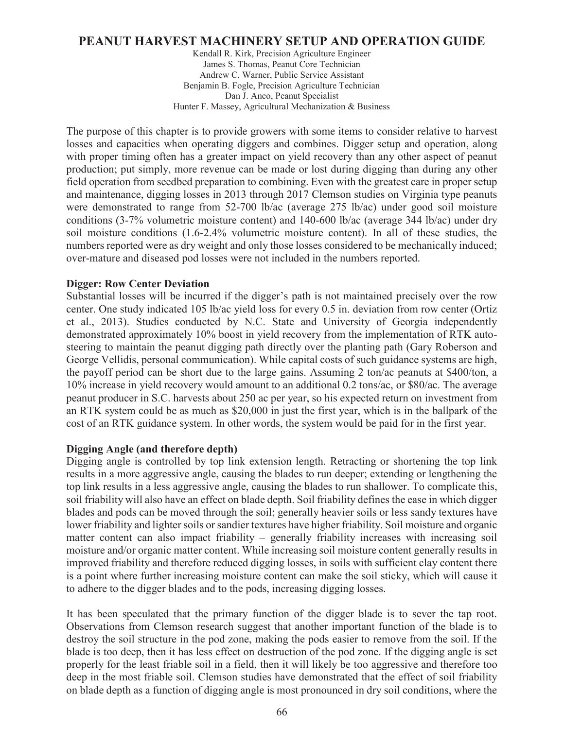# PEANUT HARVEST MACHINERY SETUP AND OPERATION GUIDE

Kendall R. Kirk, Precision Agriculture Engineer
James S. Thomas, Peanut Core Technician
Andrew C. Warner, Public Service Assistant
Benjamin B. Fogle, Precision Agriculture Technician
Dan J. Anco, Peanut Specialist
Hunter F. Massey, Agricultural Mechanization & Business

The purpose of this chapter is to provide growers with some items to consider relative to harvest losses and capacities when operating diggers and combines. Digger setup and operation, along with proper timing often has a greater impact on yield recovery than any other aspect of peanut production; put simply, more revenue can be made or lost during digging than during any other field operation from seedbed preparation to combining. Even with the greatest care in proper setup and maintenance, digging losses in 2013 through 2017 Clemson studies on Virginia type peanuts were demonstrated to range from 52-700 lb/ac (average 275 lb/ac) under good soil moisture conditions (3-7% volumetric moisture content) and 140-600 lb/ac (average 344 lb/ac) under dry soil moisture conditions (1.6-2.4% volumetric moisture content). In all of these studies, the numbers reported were as dry weight and only those losses considered to be mechanically induced; over-mature and diseased pod losses were not included in the numbers reported.

**Digger: Row Center Deviation**

Substantial losses will be incurred if the digger's path is not maintained precisely over the row center. One study indicated 105 lb/ac yield loss for every 0.5 in. deviation from row center (Ortiz et al., 2013). Studies conducted by N.C. State and University of Georgia independently demonstrated approximately 10% boost in yield recovery from the implementation of RTK auto-steering to maintain the peanut digging path directly over the planting path (Gary Roberson and George Vellidis, personal communication). While capital costs of such guidance systems are high, the payoff period can be short due to the large gains. Assuming 2 ton/ac peanuts at $400/ton, a 10% increase in yield recovery would amount to an additional 0.2 tons/ac, or $80/ac. The average peanut producer in S.C. harvests about 250 ac per year, so his expected return on investment from an RTK system could be as much as $20,000 in just the first year, which is in the ballpark of the cost of an RTK guidance system. In other words, the system would be paid for in the first year.

**Digging Angle (and therefore depth)**

Digging angle is controlled by top link extension length. Retracting or shortening the top link results in a more aggressive angle, causing the blades to run deeper; extending or lengthening the top link results in a less aggressive angle, causing the blades to run shallower. To complicate this, soil friability will also have an effect on blade depth. Soil friability defines the ease in which digger blades and pods can be moved through the soil; generally heavier soils or less sandy textures have lower friability and lighter soils or sandier textures have higher friability. Soil moisture and organic matter content can also impact friability – generally friability increases with increasing soil moisture and/or organic matter content. While increasing soil moisture content generally results in improved friability and therefore reduced digging losses, in soils with sufficient clay content there is a point where further increasing moisture content can make the soil sticky, which will cause it to adhere to the digger blades and to the pods, increasing digging losses.

It has been speculated that the primary function of the digger blade is to sever the tap root. Observations from Clemson research suggest that another important function of the blade is to destroy the soil structure in the pod zone, making the pods easier to remove from the soil. If the blade is too deep, then it has less effect on destruction of the pod zone. If the digging angle is set properly for the least friable soil in a field, then it will likely be too aggressive and therefore too deep in the most friable soil. Clemson studies have demonstrated that the effect of soil friability on blade depth as a function of digging angle is most pronounced in dry soil conditions, where the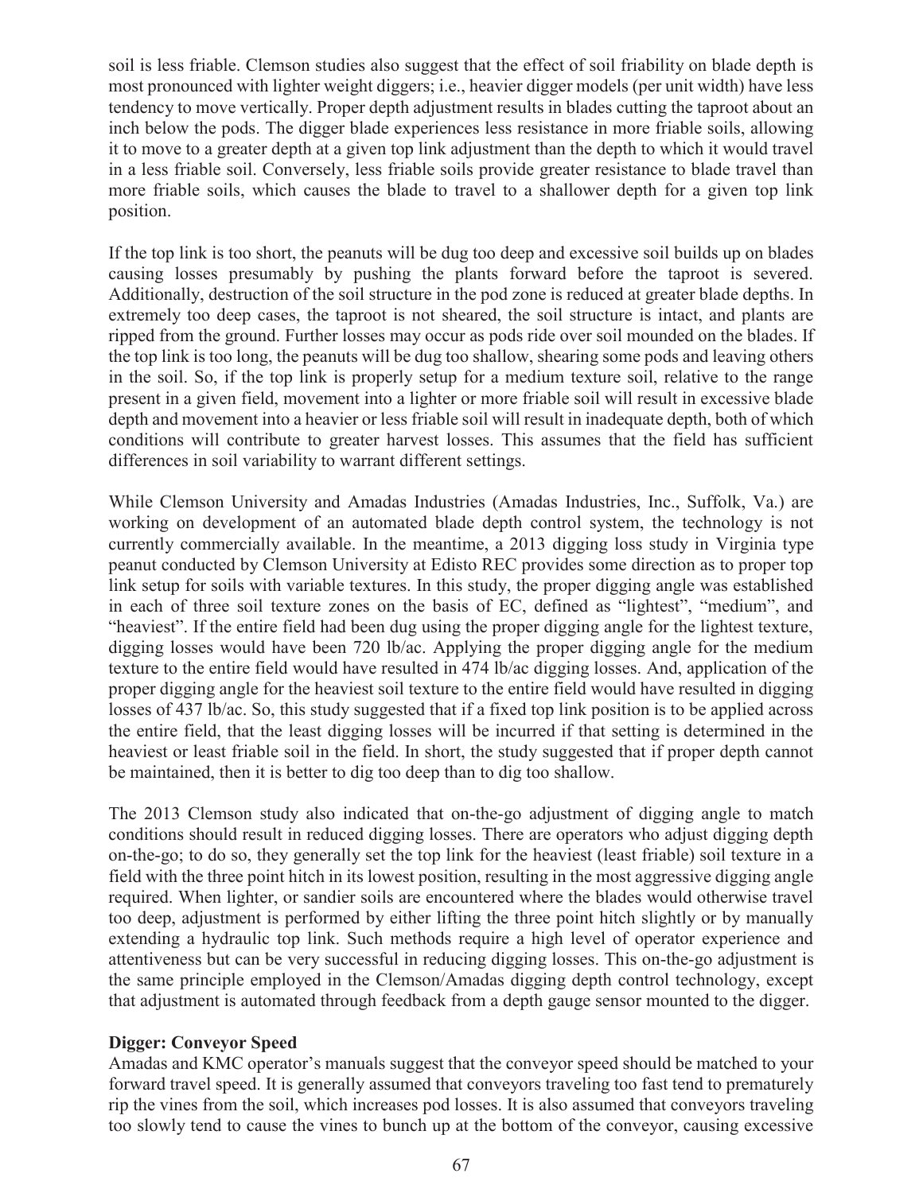soil is less friable. Clemson studies also suggest that the effect of soil friability on blade depth is most pronounced with lighter weight diggers; i.e., heavier digger models (per unit width) have less tendency to move vertically. Proper depth adjustment results in blades cutting the taproot about an inch below the pods. The digger blade experiences less resistance in more friable soils, allowing it to move to a greater depth at a given top link adjustment than the depth to which it would travel in a less friable soil. Conversely, less friable soils provide greater resistance to blade travel than more friable soils, which causes the blade to travel to a shallower depth for a given top link position.

If the top link is too short, the peanuts will be dug too deep and excessive soil builds up on blades causing losses presumably by pushing the plants forward before the taproot is severed. Additionally, destruction of the soil structure in the pod zone is reduced at greater blade depths. In extremely too deep cases, the taproot is not sheared, the soil structure is intact, and plants are ripped from the ground. Further losses may occur as pods ride over soil mounded on the blades. If the top link is too long, the peanuts will be dug too shallow, shearing some pods and leaving others in the soil. So, if the top link is properly setup for a medium texture soil, relative to the range present in a given field, movement into a lighter or more friable soil will result in excessive blade depth and movement into a heavier or less friable soil will result in inadequate depth, both of which conditions will contribute to greater harvest losses. This assumes that the field has sufficient differences in soil variability to warrant different settings.

While Clemson University and Amadas Industries (Amadas Industries, Inc., Suffolk, Va.) are working on development of an automated blade depth control system, the technology is not currently commercially available. In the meantime, a 2013 digging loss study in Virginia type peanut conducted by Clemson University at Edisto REC provides some direction as to proper top link setup for soils with variable textures. In this study, the proper digging angle was established in each of three soil texture zones on the basis of EC, defined as "lightest", "medium", and "heaviest". If the entire field had been dug using the proper digging angle for the lightest texture, digging losses would have been 720 lb/ac. Applying the proper digging angle for the medium texture to the entire field would have resulted in 474 lb/ac digging losses. And, application of the proper digging angle for the heaviest soil texture to the entire field would have resulted in digging losses of 437 lb/ac. So, this study suggested that if a fixed top link position is to be applied across the entire field, that the least digging losses will be incurred if that setting is determined in the heaviest or least friable soil in the field. In short, the study suggested that if proper depth cannot be maintained, then it is better to dig too deep than to dig too shallow.

The 2013 Clemson study also indicated that on-the-go adjustment of digging angle to match conditions should result in reduced digging losses. There are operators who adjust digging depth on-the-go; to do so, they generally set the top link for the heaviest (least friable) soil texture in a field with the three point hitch in its lowest position, resulting in the most aggressive digging angle required. When lighter, or sandier soils are encountered where the blades would otherwise travel too deep, adjustment is performed by either lifting the three point hitch slightly or by manually extending a hydraulic top link. Such methods require a high level of operator experience and attentiveness but can be very successful in reducing digging losses. This on-the-go adjustment is the same principle employed in the Clemson/Amadas digging depth control technology, except that adjustment is automated through feedback from a depth gauge sensor mounted to the digger.

**Digger: Conveyor Speed**

Amadas and KMC operator's manuals suggest that the conveyor speed should be matched to your forward travel speed. It is generally assumed that conveyors traveling too fast tend to prematurely rip the vines from the soil, which increases pod losses. It is also assumed that conveyors traveling too slowly tend to cause the vines to bunch up at the bottom of the conveyor, causing excessive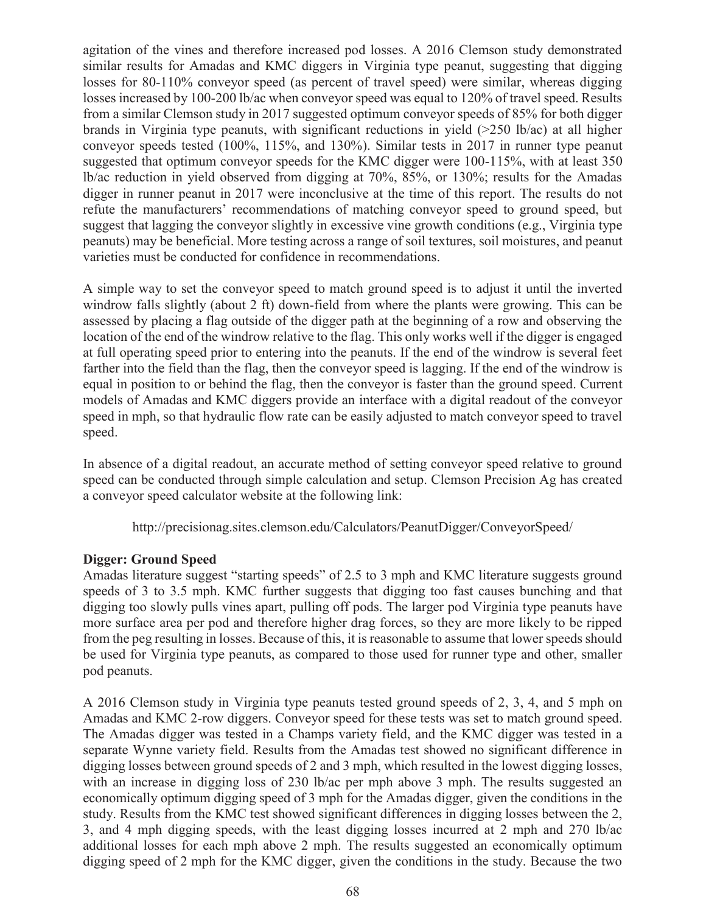agitation of the vines and therefore increased pod losses. A 2016 Clemson study demonstrated similar results for Amadas and KMC diggers in Virginia type peanut, suggesting that digging losses for 80-110% conveyor speed (as percent of travel speed) were similar, whereas digging losses increased by 100-200 lb/ac when conveyor speed was equal to 120% of travel speed. Results from a similar Clemson study in 2017 suggested optimum conveyor speeds of 85% for both digger brands in Virginia type peanuts, with significant reductions in yield (>250 lb/ac) at all higher conveyor speeds tested (100%, 115%, and 130%). Similar tests in 2017 in runner type peanut suggested that optimum conveyor speeds for the KMC digger were 100-115%, with at least 350 lb/ac reduction in yield observed from digging at 70%, 85%, or 130%; results for the Amadas digger in runner peanut in 2017 were inconclusive at the time of this report. The results do not refute the manufacturers' recommendations of matching conveyor speed to ground speed, but suggest that lagging the conveyor slightly in excessive vine growth conditions (e.g., Virginia type peanuts) may be beneficial. More testing across a range of soil textures, soil moistures, and peanut varieties must be conducted for confidence in recommendations.

A simple way to set the conveyor speed to match ground speed is to adjust it until the inverted windrow falls slightly (about 2 ft) down-field from where the plants were growing. This can be assessed by placing a flag outside of the digger path at the beginning of a row and observing the location of the end of the windrow relative to the flag. This only works well if the digger is engaged at full operating speed prior to entering into the peanuts. If the end of the windrow is several feet farther into the field than the flag, then the conveyor speed is lagging. If the end of the windrow is equal in position to or behind the flag, then the conveyor is faster than the ground speed. Current models of Amadas and KMC diggers provide an interface with a digital readout of the conveyor speed in mph, so that hydraulic flow rate can be easily adjusted to match conveyor speed to travel speed.

In absence of a digital readout, an accurate method of setting conveyor speed relative to ground speed can be conducted through simple calculation and setup. Clemson Precision Ag has created a conveyor speed calculator website at the following link:

http://precisionag.sites.clemson.edu/Calculators/PeanutDigger/ConveyorSpeed/

**Digger: Ground Speed**

Amadas literature suggest "starting speeds" of 2.5 to 3 mph and KMC literature suggests ground speeds of 3 to 3.5 mph. KMC further suggests that digging too fast causes bunching and that digging too slowly pulls vines apart, pulling off pods. The larger pod Virginia type peanuts have more surface area per pod and therefore higher drag forces, so they are more likely to be ripped from the peg resulting in losses. Because of this, it is reasonable to assume that lower speeds should be used for Virginia type peanuts, as compared to those used for runner type and other, smaller pod peanuts.

A 2016 Clemson study in Virginia type peanuts tested ground speeds of 2, 3, 4, and 5 mph on Amadas and KMC 2-row diggers. Conveyor speed for these tests was set to match ground speed. The Amadas digger was tested in a Champs variety field, and the KMC digger was tested in a separate Wynne variety field. Results from the Amadas test showed no significant difference in digging losses between ground speeds of 2 and 3 mph, which resulted in the lowest digging losses, with an increase in digging loss of 230 lb/ac per mph above 3 mph. The results suggested an economically optimum digging speed of 3 mph for the Amadas digger, given the conditions in the study. Results from the KMC test showed significant differences in digging losses between the 2, 3, and 4 mph digging speeds, with the least digging losses incurred at 2 mph and 270 lb/ac additional losses for each mph above 2 mph. The results suggested an economically optimum digging speed of 2 mph for the KMC digger, given the conditions in the study. Because the two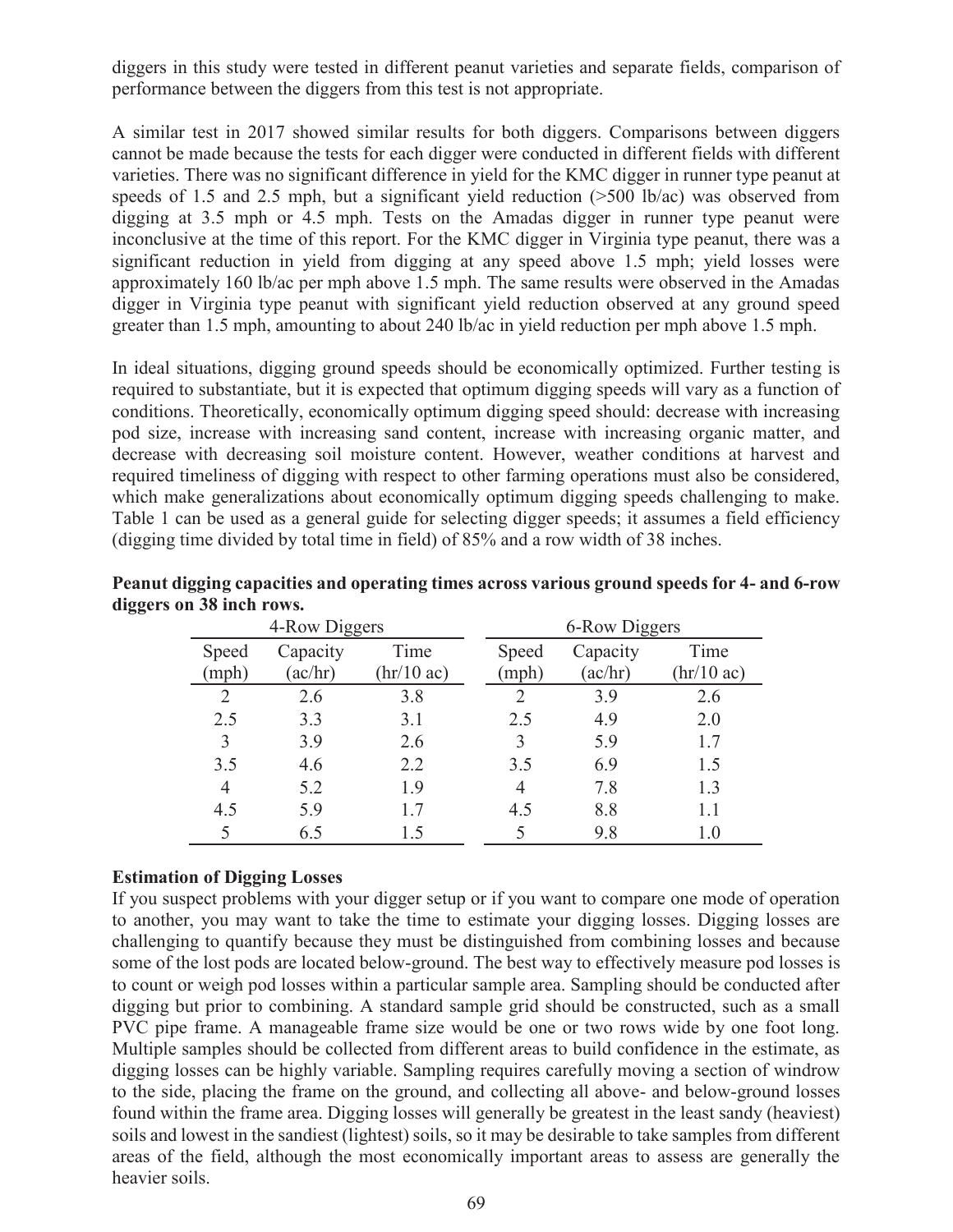diggers in this study were tested in different peanut varieties and separate fields, comparison of performance between the diggers from this test is not appropriate.

A similar test in 2017 showed similar results for both diggers. Comparisons between diggers cannot be made because the tests for each digger were conducted in different fields with different varieties. There was no significant difference in yield for the KMC digger in runner type peanut at speeds of 1.5 and 2.5 mph, but a significant yield reduction (>500 lb/ac) was observed from digging at 3.5 mph or 4.5 mph. Tests on the Amadas digger in runner type peanut were inconclusive at the time of this report. For the KMC digger in Virginia type peanut, there was a significant reduction in yield from digging at any speed above 1.5 mph; yield losses were approximately 160 lb/ac per mph above 1.5 mph. The same results were observed in the Amadas digger in Virginia type peanut with significant yield reduction observed at any ground speed greater than 1.5 mph, amounting to about 240 lb/ac in yield reduction per mph above 1.5 mph.

In ideal situations, digging ground speeds should be economically optimized. Further testing is required to substantiate, but it is expected that optimum digging speeds will vary as a function of conditions. Theoretically, economically optimum digging speed should: decrease with increasing pod size, increase with increasing sand content, increase with increasing organic matter, and decrease with decreasing soil moisture content. However, weather conditions at harvest and required timeliness of digging with respect to other farming operations must also be considered, which make generalizations about economically optimum digging speeds challenging to make. Table 1 can be used as a general guide for selecting digger speeds; it assumes a field efficiency (digging time divided by total time in field) of 85% and a row width of 38 inches.

**Peanut digging capacities and operating times across various ground speeds for 4- and 6-row diggers on 38 inch rows.**

| 4-Row Diggers | | | 6-Row Diggers | | |
|---|---|---|---|---|---|
| Speed (mph) | Capacity (ac/hr) | Time (hr/10 ac) | Speed (mph) | Capacity (ac/hr) | Time (hr/10 ac) |
| 2 | 2.6 | 3.8 | 2 | 3.9 | 2.6 |
| 2.5 | 3.3 | 3.1 | 2.5 | 4.9 | 2.0 |
| 3 | 3.9 | 2.6 | 3 | 5.9 | 1.7 |
| 3.5 | 4.6 | 2.2 | 3.5 | 6.9 | 1.5 |
| 4 | 5.2 | 1.9 | 4 | 7.8 | 1.3 |
| 4.5 | 5.9 | 1.7 | 4.5 | 8.8 | 1.1 |
| 5 | 6.5 | 1.5 | 5 | 9.8 | 1.0 |

**Estimation of Digging Losses**

If you suspect problems with your digger setup or if you want to compare one mode of operation to another, you may want to take the time to estimate your digging losses. Digging losses are challenging to quantify because they must be distinguished from combining losses and because some of the lost pods are located below-ground. The best way to effectively measure pod losses is to count or weigh pod losses within a particular sample area. Sampling should be conducted after digging but prior to combining. A standard sample grid should be constructed, such as a small PVC pipe frame. A manageable frame size would be one or two rows wide by one foot long. Multiple samples should be collected from different areas to build confidence in the estimate, as digging losses can be highly variable. Sampling requires carefully moving a section of windrow to the side, placing the frame on the ground, and collecting all above- and below-ground losses found within the frame area. Digging losses will generally be greatest in the least sandy (heaviest) soils and lowest in the sandiest (lightest) soils, so it may be desirable to take samples from different areas of the field, although the most economically important areas to assess are generally the heavier soils.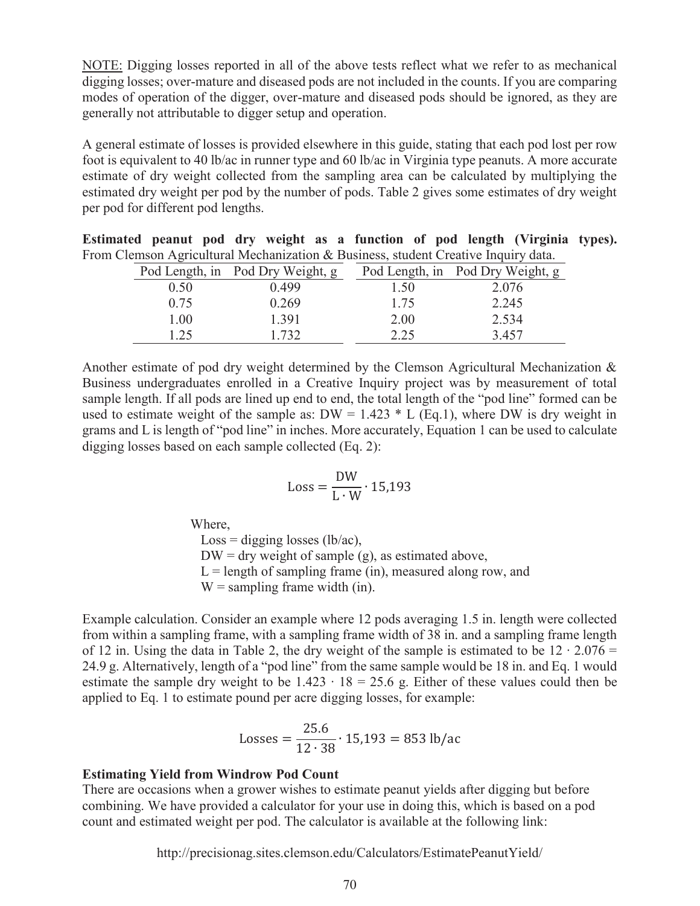NOTE: Digging losses reported in all of the above tests reflect what we refer to as mechanical digging losses; over-mature and diseased pods are not included in the counts. If you are comparing modes of operation of the digger, over-mature and diseased pods should be ignored, as they are generally not attributable to digger setup and operation.

A general estimate of losses is provided elsewhere in this guide, stating that each pod lost per row foot is equivalent to 40 lb/ac in runner type and 60 lb/ac in Virginia type peanuts. A more accurate estimate of dry weight collected from the sampling area can be calculated by multiplying the estimated dry weight per pod by the number of pods. Table 2 gives some estimates of dry weight per pod for different pod lengths.

**Estimated peanut pod dry weight as a function of pod length (Virginia types).** From Clemson Agricultural Mechanization & Business, student Creative Inquiry data.

| Pod Length, in | Pod Dry Weight, g | Pod Length, in | Pod Dry Weight, g |
|---|---|---|---|
| 0.50 | 0.499 | 1.50 | 2.076 |
| 0.75 | 0.269 | 1.75 | 2.245 |
| 1.00 | 1.391 | 2.00 | 2.534 |
| 1.25 | 1.732 | 2.25 | 3.457 |

Another estimate of pod dry weight determined by the Clemson Agricultural Mechanization & Business undergraduates enrolled in a Creative Inquiry project was by measurement of total sample length. If all pods are lined up end to end, the total length of the "pod line" formed can be used to estimate weight of the sample as: $DW = 1.423 * L$ (Eq.1), where DW is dry weight in grams and L is length of "pod line" in inches. More accurately, Equation 1 can be used to calculate digging losses based on each sample collected (Eq. 2):

$$\text{Loss} = \frac{\text{DW}}{\text{L} \cdot \text{W}} \cdot 15{,}193$$

Where,

Loss = digging losses (lb/ac),
DW = dry weight of sample (g), as estimated above,
L = length of sampling frame (in), measured along row, and
W = sampling frame width (in).

Example calculation. Consider an example where 12 pods averaging 1.5 in. length were collected from within a sampling frame, with a sampling frame width of 38 in. and a sampling frame length of 12 in. Using the data in Table 2, the dry weight of the sample is estimated to be $12 \cdot 2.076 = 24.9$ g. Alternatively, length of a "pod line" from the same sample would be 18 in. and Eq. 1 would estimate the sample dry weight to be $1.423 \cdot 18 = 25.6$ g. Either of these values could then be applied to Eq. 1 to estimate pound per acre digging losses, for example:

$$\text{Losses} = \frac{25.6}{12 \cdot 38} \cdot 15{,}193 = 853 \text{ lb/ac}$$

**Estimating Yield from Windrow Pod Count**

There are occasions when a grower wishes to estimate peanut yields after digging but before combining. We have provided a calculator for your use in doing this, which is based on a pod count and estimated weight per pod. The calculator is available at the following link:

http://precisionag.sites.clemson.edu/Calculators/EstimatePeanutYield/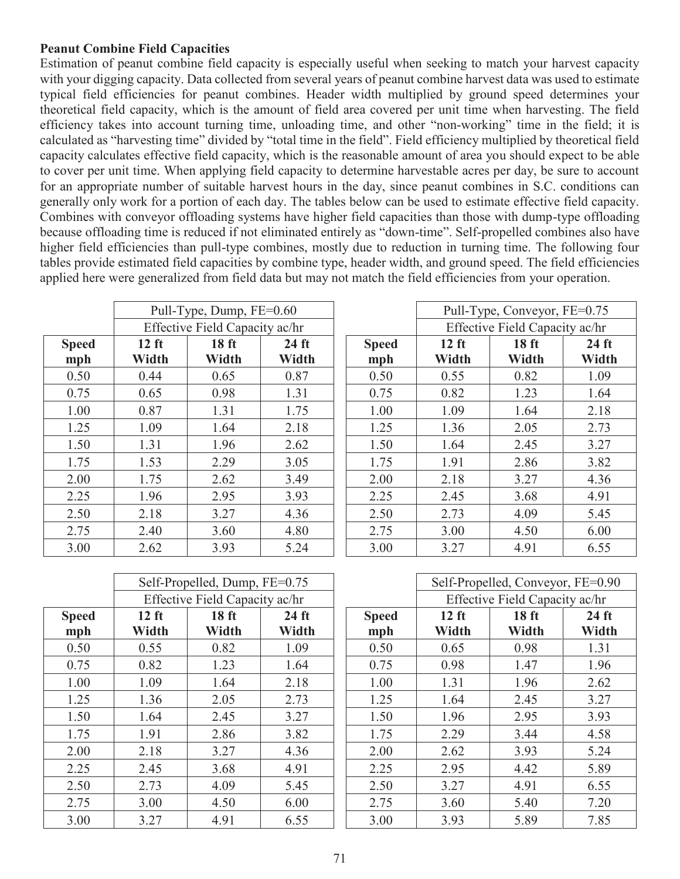**Peanut Combine Field Capacities**

Estimation of peanut combine field capacity is especially useful when seeking to match your harvest capacity with your digging capacity. Data collected from several years of peanut combine harvest data was used to estimate typical field efficiencies for peanut combines. Header width multiplied by ground speed determines your theoretical field capacity, which is the amount of field area covered per unit time when harvesting. The field efficiency takes into account turning time, unloading time, and other "non-working" time in the field; it is calculated as "harvesting time" divided by "total time in the field". Field efficiency multiplied by theoretical field capacity calculates effective field capacity, which is the reasonable amount of area you should expect to be able to cover per unit time. When applying field capacity to determine harvestable acres per day, be sure to account for an appropriate number of suitable harvest hours in the day, since peanut combines in S.C. conditions can generally only work for a portion of each day. The tables below can be used to estimate effective field capacity. Combines with conveyor offloading systems have higher field capacities than those with dump-type offloading because offloading time is reduced if not eliminated entirely as "down-time". Self-propelled combines also have higher field efficiencies than pull-type combines, mostly due to reduction in turning time. The following four tables provide estimated field capacities by combine type, header width, and ground speed. The field efficiencies applied here were generalized from field data but may not match the field efficiencies from your operation.

| | Pull-Type, Dump, FE=0.60 | | |
|---|---|---|---|
| | Effective Field Capacity ac/hr | | |
| **Speed mph** | **12 ft Width** | **18 ft Width** | **24 ft Width** |
| 0.50 | 0.44 | 0.65 | 0.87 |
| 0.75 | 0.65 | 0.98 | 1.31 |
| 1.00 | 0.87 | 1.31 | 1.75 |
| 1.25 | 1.09 | 1.64 | 2.18 |
| 1.50 | 1.31 | 1.96 | 2.62 |
| 1.75 | 1.53 | 2.29 | 3.05 |
| 2.00 | 1.75 | 2.62 | 3.49 |
| 2.25 | 1.96 | 2.95 | 3.93 |
| 2.50 | 2.18 | 3.27 | 4.36 |
| 2.75 | 2.40 | 3.60 | 4.80 |
| 3.00 | 2.62 | 3.93 | 5.24 |

| | Pull-Type, Conveyor, FE=0.75 | | |
|---|---|---|---|
| | Effective Field Capacity ac/hr | | |
| **Speed mph** | **12 ft Width** | **18 ft Width** | **24 ft Width** |
| 0.50 | 0.55 | 0.82 | 1.09 |
| 0.75 | 0.82 | 1.23 | 1.64 |
| 1.00 | 1.09 | 1.64 | 2.18 |
| 1.25 | 1.36 | 2.05 | 2.73 |
| 1.50 | 1.64 | 2.45 | 3.27 |
| 1.75 | 1.91 | 2.86 | 3.82 |
| 2.00 | 2.18 | 3.27 | 4.36 |
| 2.25 | 2.45 | 3.68 | 4.91 |
| 2.50 | 2.73 | 4.09 | 5.45 |
| 2.75 | 3.00 | 4.50 | 6.00 |
| 3.00 | 3.27 | 4.91 | 6.55 |

| | Self-Propelled, Dump, FE=0.75 | | |
|---|---|---|---|
| | Effective Field Capacity ac/hr | | |
| **Speed mph** | **12 ft Width** | **18 ft Width** | **24 ft Width** |
| 0.50 | 0.55 | 0.82 | 1.09 |
| 0.75 | 0.82 | 1.23 | 1.64 |
| 1.00 | 1.09 | 1.64 | 2.18 |
| 1.25 | 1.36 | 2.05 | 2.73 |
| 1.50 | 1.64 | 2.45 | 3.27 |
| 1.75 | 1.91 | 2.86 | 3.82 |
| 2.00 | 2.18 | 3.27 | 4.36 |
| 2.25 | 2.45 | 3.68 | 4.91 |
| 2.50 | 2.73 | 4.09 | 5.45 |
| 2.75 | 3.00 | 4.50 | 6.00 |
| 3.00 | 3.27 | 4.91 | 6.55 |

| | Self-Propelled, Conveyor, FE=0.90 | | |
|---|---|---|---|
| | Effective Field Capacity ac/hr | | |
| **Speed mph** | **12 ft Width** | **18 ft Width** | **24 ft Width** |
| 0.50 | 0.65 | 0.98 | 1.31 |
| 0.75 | 0.98 | 1.47 | 1.96 |
| 1.00 | 1.31 | 1.96 | 2.62 |
| 1.25 | 1.64 | 2.45 | 3.27 |
| 1.50 | 1.96 | 2.95 | 3.93 |
| 1.75 | 2.29 | 3.44 | 4.58 |
| 2.00 | 2.62 | 3.93 | 5.24 |
| 2.25 | 2.95 | 4.42 | 5.89 |
| 2.50 | 3.27 | 4.91 | 6.55 |
| 2.75 | 3.60 | 5.40 | 7.20 |
| 3.00 | 3.93 | 5.89 | 7.85 |